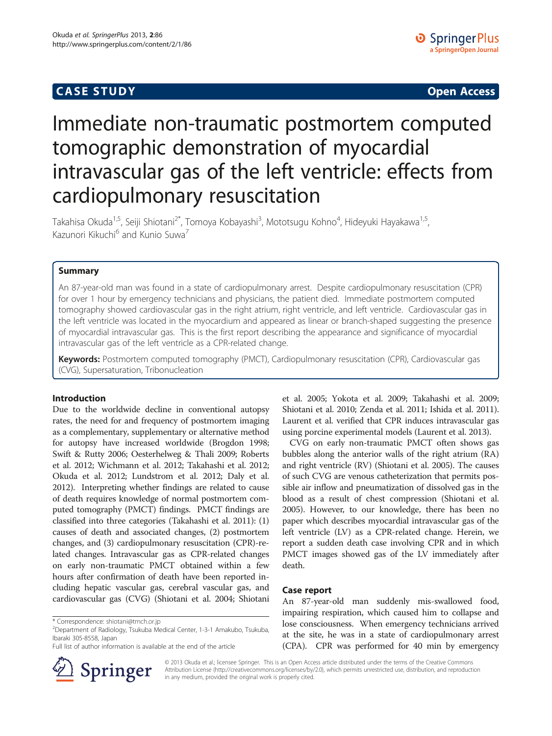**CASE STUDY** **Open Access**

# Immediate non-traumatic postmortem computed tomographic demonstration of myocardial intravascular gas of the left ventricle: effects from cardiopulmonary resuscitation

Takahisa Okuda[1,5], Seiji Shiotani[2*], Tomoya Kobayashi[3], Mototsugu Kohno[4], Hideyuki Hayakawa[1,5], Kazunori Kikuchi[6] and Kunio Suwa[7]

## Summary

An 87-year-old man was found in a state of cardiopulmonary arrest. Despite cardiopulmonary resuscitation (CPR) for over 1 hour by emergency technicians and physicians, the patient died. Immediate postmortem computed tomography showed cardiovascular gas in the right atrium, right ventricle, and left ventricle. Cardiovascular gas in the left ventricle was located in the myocardium and appeared as linear or branch-shaped suggesting the presence of myocardial intravascular gas. This is the first report describing the appearance and significance of myocardial intravascular gas of the left ventricle as a CPR-related change.

**Keywords:** Postmortem computed tomography (PMCT), Cardiopulmonary resuscitation (CPR), Cardiovascular gas (CVG), Supersaturation, Tribonucleation

## Introduction

Due to the worldwide decline in conventional autopsy rates, the need for and frequency of postmortem imaging as a complementary, supplementary or alternative method for autopsy have increased worldwide (Brogdon 1998; Swift & Rutty 2006; Oesterhelweg & Thali 2009; Roberts et al. 2012; Wichmann et al. 2012; Takahashi et al. 2012; Okuda et al. 2012; Lundstrom et al. 2012; Daly et al. 2012). Interpreting whether findings are related to cause of death requires knowledge of normal postmortem computed tomography (PMCT) findings. PMCT findings are classified into three categories (Takahashi et al. 2011): (1) causes of death and associated changes, (2) postmortem changes, and (3) cardiopulmonary resuscitation (CPR)-related changes. Intravascular gas as CPR-related changes on early non-traumatic PMCT obtained within a few hours after confirmation of death have been reported including hepatic vascular gas, cerebral vascular gas, and cardiovascular gas (CVG) (Shiotani et al. 2004; Shiotani et al. 2005; Yokota et al. 2009; Takahashi et al. 2009; Shiotani et al. 2010; Zenda et al. 2011; Ishida et al. 2011). Laurent et al. verified that CPR induces intravascular gas using porcine experimental models (Laurent et al. 2013).

CVG on early non-traumatic PMCT often shows gas bubbles along the anterior walls of the right atrium (RA) and right ventricle (RV) (Shiotani et al. 2005). The causes of such CVG are venous catheterization that permits possible air inflow and pneumatization of dissolved gas in the blood as a result of chest compression (Shiotani et al. 2005). However, to our knowledge, there has been no paper which describes myocardial intravascular gas of the left ventricle (LV) as a CPR-related change. Herein, we report a sudden death case involving CPR and in which PMCT images showed gas of the LV immediately after death.

## Case report

An 87-year-old man suddenly mis-swallowed food, impairing respiration, which caused him to collapse and lose consciousness. When emergency technicians arrived at the site, he was in a state of cardiopulmonary arrest (CPA). CPR was performed for 40 min by emergency

\* Correspondence: shiotani@tmch.or.jp
[2]Department of Radiology, Tsukuba Medical Center, 1-3-1 Amakubo, Tsukuba, Ibaraki 305-8558, Japan
Full list of author information is available at the end of the article

© 2013 Okuda et al.; licensee Springer. This is an Open Access article distributed under the terms of the Creative Commons Attribution License (http://creativecommons.org/licenses/by/2.0), which permits unrestricted use, distribution, and reproduction in any medium, provided the original work is properly cited.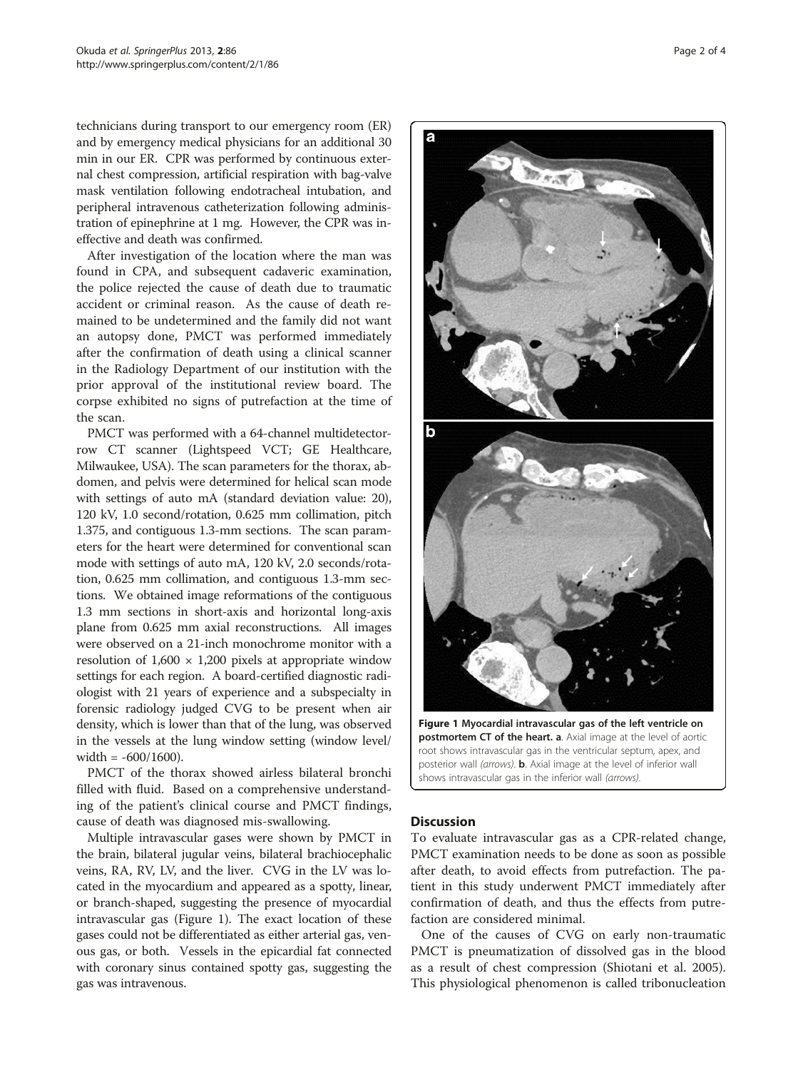technicians during transport to our emergency room (ER) and by emergency medical physicians for an additional 30 min in our ER. CPR was performed by continuous external chest compression, artificial respiration with bag-valve mask ventilation following endotracheal intubation, and peripheral intravenous catheterization following administration of epinephrine at 1 mg. However, the CPR was ineffective and death was confirmed.

After investigation of the location where the man was found in CPA, and subsequent cadaveric examination, the police rejected the cause of death due to traumatic accident or criminal reason. As the cause of death remained to be undetermined and the family did not want an autopsy done, PMCT was performed immediately after the confirmation of death using a clinical scanner in the Radiology Department of our institution with the prior approval of the institutional review board. The corpse exhibited no signs of putrefaction at the time of the scan.

PMCT was performed with a 64-channel multidetector-row CT scanner (Lightspeed VCT; GE Healthcare, Milwaukee, USA). The scan parameters for the thorax, abdomen, and pelvis were determined for helical scan mode with settings of auto mA (standard deviation value: 20), 120 kV, 1.0 second/rotation, 0.625 mm collimation, pitch 1.375, and contiguous 1.3-mm sections. The scan parameters for the heart were determined for conventional scan mode with settings of auto mA, 120 kV, 2.0 seconds/rotation, 0.625 mm collimation, and contiguous 1.3-mm sections. We obtained image reformations of the contiguous 1.3 mm sections in short-axis and horizontal long-axis plane from 0.625 mm axial reconstructions. All images were observed on a 21-inch monochrome monitor with a resolution of 1,600 × 1,200 pixels at appropriate window settings for each region. A board-certified diagnostic radiologist with 21 years of experience and a subspecialty in forensic radiology judged CVG to be present when air density, which is lower than that of the lung, was observed in the vessels at the lung window setting (window level/width = -600/1600).

PMCT of the thorax showed airless bilateral bronchi filled with fluid. Based on a comprehensive understanding of the patient's clinical course and PMCT findings, cause of death was diagnosed mis-swallowing.

Multiple intravascular gases were shown by PMCT in the brain, bilateral jugular veins, bilateral brachiocephalic veins, RA, RV, LV, and the liver. CVG in the LV was located in the myocardium and appeared as a spotty, linear, or branch-shaped, suggesting the presence of myocardial intravascular gas (Figure 1). The exact location of these gases could not be differentiated as either arterial gas, venous gas, or both. Vessels in the epicardial fat connected with coronary sinus contained spotty gas, suggesting the gas was intravenous.

**Figure 1 Myocardial intravascular gas of the left ventricle on postmortem CT of the heart. a**. Axial image at the level of aortic root shows intravascular gas in the ventricular septum, apex, and posterior wall *(arrows)*. **b**. Axial image at the level of inferior wall shows intravascular gas in the inferior wall *(arrows)*.

## Discussion

To evaluate intravascular gas as a CPR-related change, PMCT examination needs to be done as soon as possible after death, to avoid effects from putrefaction. The patient in this study underwent PMCT immediately after confirmation of death, and thus the effects from putrefaction are considered minimal.

One of the causes of CVG on early non-traumatic PMCT is pneumatization of dissolved gas in the blood as a result of chest compression (Shiotani et al. 2005). This physiological phenomenon is called tribonucleation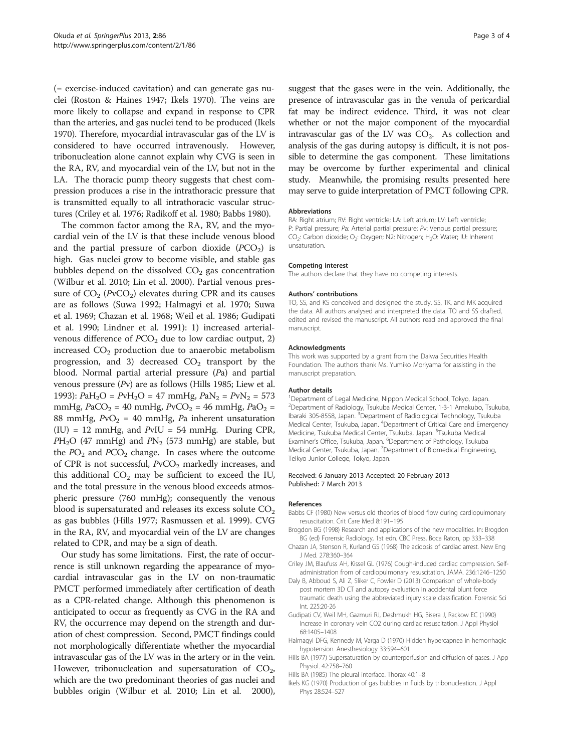(= exercise-induced cavitation) and can generate gas nuclei (Roston & Haines 1947; Ikels 1970). The veins are more likely to collapse and expand in response to CPR than the arteries, and gas nuclei tend to be produced (Ikels 1970). Therefore, myocardial intravascular gas of the LV is considered to have occurred intravenously. However, tribonucleation alone cannot explain why CVG is seen in the RA, RV, and myocardial vein of the LV, but not in the LA. The thoracic pump theory suggests that chest compression produces a rise in the intrathoracic pressure that is transmitted equally to all intrathoracic vascular structures (Criley et al. 1976; Radikoff et al. 1980; Babbs 1980).

The common factor among the RA, RV, and the myocardial vein of the LV is that these include venous blood and the partial pressure of carbon dioxide ($PCO_2$) is high. Gas nuclei grow to become visible, and stable gas bubbles depend on the dissolved $CO_2$ gas concentration (Wilbur et al. 2010; Lin et al. 2000). Partial venous pressure of $CO_2$ ($PvCO_2$) elevates during CPR and its causes are as follows (Suwa 1992; Halmagyi et al. 1970; Suwa et al. 1969; Chazan et al. 1968; Weil et al. 1986; Gudipati et al. 1990; Lindner et al. 1991): 1) increased arterial-venous difference of $PCO_2$ due to low cardiac output, 2) increased $CO_2$ production due to anaerobic metabolism progression, and 3) decreased $CO_2$ transport by the blood. Normal partial arterial pressure (*P*a) and partial venous pressure (*P*v) are as follows (Hills 1985; Liew et al. 1993): $PaH_2O = PvH_2O = 47$ mmHg, $PaN_2 = PvN_2 = 573$ mmHg, $PaCO_2 = 40$ mmHg, $PvCO_2 = 46$ mmHg, $PaO_2 = 88$ mmHg, $PvO_2 = 40$ mmHg, *P*a inherent unsaturation (IU) = 12 mmHg, and *P*vIU = 54 mmHg. During CPR, $PH_2O$ (47 mmHg) and $PN_2$ (573 mmHg) are stable, but the $PO_2$ and $PCO_2$ change. In cases where the outcome of CPR is not successful, $PvCO_2$ markedly increases, and this additional $CO_2$ may be sufficient to exceed the IU, and the total pressure in the venous blood exceeds atmospheric pressure (760 mmHg); consequently the venous blood is supersaturated and releases its excess solute $CO_2$ as gas bubbles (Hills 1977; Rasmussen et al. 1999). CVG in the RA, RV, and myocardial vein of the LV are changes related to CPR, and may be a sign of death.

Our study has some limitations. First, the rate of occurrence is still unknown regarding the appearance of myocardial intravascular gas in the LV on non-traumatic PMCT performed immediately after certification of death as a CPR-related change. Although this phenomenon is anticipated to occur as frequently as CVG in the RA and RV, the occurrence may depend on the strength and duration of chest compression. Second, PMCT findings could not morphologically differentiate whether the myocardial intravascular gas of the LV was in the artery or in the vein. However, tribonucleation and supersaturation of $CO_2$, which are the two predominant theories of gas nuclei and bubbles origin (Wilbur et al. 2010; Lin et al. 2000), suggest that the gases were in the vein. Additionally, the presence of intravascular gas in the venula of pericardial fat may be indirect evidence. Third, it was not clear whether or not the major component of the myocardial intravascular gas of the LV was $CO_2$. As collection and analysis of the gas during autopsy is difficult, it is not possible to determine the gas component. These limitations may be overcome by further experimental and clinical study. Meanwhile, the promising results presented here may serve to guide interpretation of PMCT following CPR.

#### Abbreviations

RA: Right atrium; RV: Right ventricle; LA: Left atrium; LV: Left ventricle; P: Partial pressure; Pa: Arterial partial pressure; *Pv*: Venous partial pressure; $CO_2$: Carbon dioxide; $O_2$: Oxygen; N2: Nitrogen; $H_2O$: Water; IU: Inherent unsaturation.

#### Competing interest

The authors declare that they have no competing interests.

#### Authors' contributions

TO, SS, and KS conceived and designed the study. SS, TK, and MK acquired the data. All authors analysed and interpreted the data. TO and SS drafted, edited and revised the manuscript. All authors read and approved the final manuscript.

#### Acknowledgments

This work was supported by a grant from the Daiwa Securities Health Foundation. The authors thank Ms. Yumiko Moriyama for assisting in the manuscript preparation.

#### Author details

[1]Department of Legal Medicine, Nippon Medical School, Tokyo, Japan. [2]Department of Radiology, Tsukuba Medical Center, 1-3-1 Amakubo, Tsukuba, Ibaraki 305-8558, Japan. [3]Department of Radiological Technology, Tsukuba Medical Center, Tsukuba, Japan. [4]Department of Critical Care and Emergency Medicine, Tsukuba Medical Center, Tsukuba, Japan. [5]Tsukuba Medical Examiner's Office, Tsukuba, Japan. [6]Department of Pathology, Tsukuba Medical Center, Tsukuba, Japan. [7]Department of Biomedical Engineering, Teikyo Junior College, Tokyo, Japan.

Received: 6 January 2013 Accepted: 20 February 2013
Published: 7 March 2013

#### References

Babbs CF (1980) New versus old theories of blood flow during cardiopulmonary resuscitation. Crit Care Med 8:191–195

Brogdon BG (1998) Research and applications of the new modalities. In: Brogdon BG (ed) Forensic Radiology, 1st edn. CBC Press, Boca Raton, pp 333–338

Chazan JA, Stenson R, Kurland GS (1968) The acidosis of cardiac arrest. New Eng J Med. 278:360–364

Criley JM, Blaufuss AH, Kissel GL (1976) Cough-induced cardiac compression. Self-administration from of cardiopulmonary resuscitation. JAMA. 236:1246–1250

Daly B, Abboud S, Ali Z, Sliker C, Fowler D (2013) Comparison of whole-body post mortem 3D CT and autopsy evaluation in accidental blunt force traumatic death using the abbreviated injury scale classification. Forensic Sci Int. 225:20-26

Gudipati CV, Weil MH, Gazmuri RJ, Deshmukh HG, Bisera J, Rackow EC (1990) Increase in coronary vein CO2 during cardiac resuscitation. J Appl Physiol 68:1405–1408

Halmagyi DFG, Kennedy M, Varga D (1970) Hidden hypercapnea in hemorrhagic hypotension. Anesthesiology 33:594–601

Hills BA (1977) Supersaturation by counterperfusion and diffusion of gases. J App Physiol. 42:758–760

Hills BA (1985) The pleural interface. Thorax 40:1–8

Ikels KG (1970) Production of gas bubbles in fluids by tribonucleation. J Appl Phys 28:524–527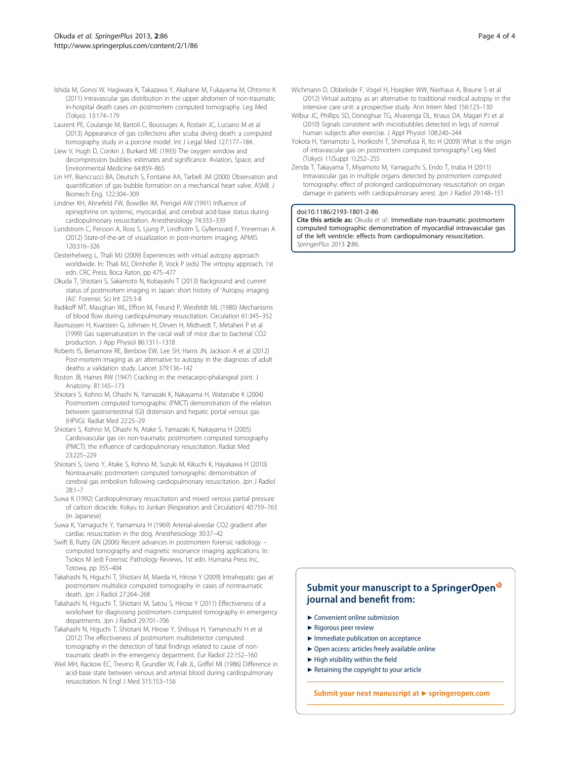Ishida M, Gonoi W, Hagiwara K, Takazawa Y, Akahane M, Fukayama M, Ohtomo K (2011) Intravascular gas distribution in the upper abdomen of non-traumatic in-hospital death cases on postmortem computed tomography. Leg Med (Tokyo). 13:174–179

Laurent PE, Coulange M, Bartoli C, Boussuges A, Rostain JC, Luciano M et al (2013) Appearance of gas collections after scuba diving death: a computed tomography study in a porcine model. Int J Legal Med 127:177–184.

Liew V, Hugh D, Conkin J, Burkard ME (1993) The oxygen window and decompression bubbles: estimates and significance. Aviation, Space, and Environmental Medicine 64:859–865

Lin HY, Bianccucci BA, Deutsch S, Fontaine AA, Tarbell JM (2000) Observation and quantification of gas bubble formation on a mechanical heart valve. ASME J Biomech Eng. 122:304–309

Lindner KH, Ahnefeld FW, Bowdler IM, Prengel AW (1991) Influence of epinephrine on systemic, myocardial, and cerebral acid-base status during cardiopulmonary resuscitation. Anesthesiology 74:333–339

Lundstrom C, Persson A, Ross S, Ljung P, Lindholm S, Gyllensvard F, Ynnerman A (2012) State-of-the-art of visualization in post-mortem imaging. APMIS 120:316–326

Oesterhelweg L, Thali MJ (2009) Experiences with virtual autopsy approach worldwide. In: Thali MJ, Dirnhofer R, Vock P (eds) The virtopsy approach, 1st edn. CRC Press, Boca Raton, pp 475–477

Okuda T, Shiotani S, Sakamoto N, Kobayashi T (2013) Background and current status of postmortem imaging in Japan: short history of 'Autopsy imaging (Ai)'. Forensic Sci Int 225:3-8

Radikoff MT, Maughan WL, Effron M, Freund P, Weisfeldt ML (1980) Mechanisms of blood flow during cardiopulmonary resuscitation. Circulation 61:345–352

Rasmussen H, Kvarstein G, Johnsen H, Dirven H, Midtvedt T, Mirtaheri P et al (1999) Gas supersaturation in the cecal wall of mice due to bacterial CO2 production. J App Physiol 86:1311–1318

Roberts IS, Benamore RE, Benbow EW, Lee SH, Harris JN, Jackson A et al (2012) Post-mortem imaging as an alternative to autopsy in the diagnosis of adult deaths: a validation study. Lancet 379:136–142

Roston JB, Haines RW (1947) Cracking in the metacarpo-phalangeal joint. J Anatomy. 81:165–173

Shiotani S, Kohno M, Ohashi N, Yamazaki K, Nakayama H, Watanabe K (2004) Postmortem computed tomographic (PMCT) demonstration of the relation between gastrointestinal (GI) distension and hepatic portal venous gas (HPVG). Radiat Med 22:25–29

Shiotani S, Kohno M, Ohashi N, Atake S, Yamazaki K, Nakayama H (2005) Cardiovascular gas on non-traumatic postmortem computed tomography (PMCT): the influence of cardiopulmonary resuscitation. Radiat Med 23:225–229

Shiotani S, Ueno Y, Atake S, Kohno M, Suzuki M, Kikuchi K, Hayakawa H (2010) Nontraumatic postmortem computed tomographic demonstration of cerebral gas embolism following cardiopulmonary resuscitation. Jpn J Radiol 28:1–7

Suwa K (1992) Cardiopulmonary resuscitation and mixed venous partial pressure of carbon dioxide. Kokyu to Junkan (Respiration and Circulation) 40:759–763 (in Japanese)

Suwa K, Yamaguchi Y, Yamamura H (1969) Arterial-alveolar CO2 gradient after cardiac resuscitation in the dog. Anesthesiology 30:37–42

Swift B, Rutty GN (2006) Recent advances in postmortem forensic radiology – computed tomography and magnetic resonance imaging applications. In: Tsokos M (ed) Forensic Pathology Reviews, 1st edn. Humana Press Inc, Totowa, pp 355–404

Takahashi N, Higuchi T, Shiotani M, Maeda H, Hirose Y (2009) Intrahepatic gas at postmortem multislice computed tomography in cases of nontraumatic death. Jpn J Radiol 27:264–268

Takahashi N, Higuchi T, Shiotani M, Satou S, Hirose Y (2011) Effectiveness of a worksheet for diagnosing postmortem computed tomography in emergency departments. Jpn J Radiol 29:701–706

Takahashi N, Higuchi T, Shiotani M, Hirose Y, Shibuya H, Yamanouchi H et al (2012) The effectiveness of postmortem multidetector computed tomography in the detection of fatal findings related to cause of non-traumatic death in the emergency department. Eur Radiol 22:152–160

Weil MH, Rackow EC, Trevino R, Grundler W, Falk JL, Griffel MI (1986) Difference in acid-base state between venous and arterial blood during cardiopulmonary resuscitation. N Engl J Med 315:153–156

Wichmann D, Obbelode F, Vogel H, Hoepker WW, Nierhaus A, Braune S et al (2012) Virtual autopsy as an alternative to traditional medical autopsy in the intensive care unit: a prospective study. Ann Intern Med 156:123–130

Wilbur JC, Phillips SD, Donoghue TG, Alvarenga DL, Knaus DA, Magari PJ et al (2010) Signals consistent with microbubbles detected in legs of normal human subjects after exercise. J Appl Physiol 108:240–244

Yokota H, Yamamoto S, Horikoshi T, Shimofusa R, Ito H (2009) What is the origin of intravascular gas on postmortem computed tomography? Leg Med (Tokyo) 11(Suppl 1):252–255

Zenda T, Takayama T, Miyamoto M, Yamaguchi S, Endo T, Inaba H (2011) Intravascular gas in multiple organs detected by postmortem computed tomography: effect of prolonged cardiopulmonary resuscitation on organ damage in patients with cardiopulmonary arrest. Jpn J Radiol 29:148–151

doi:10.1186/2193-1801-2-86

**Cite this article as:** Okuda *et al.*: **Immediate non-traumatic postmortem computed tomographic demonstration of myocardial intravascular gas of the left ventricle: effects from cardiopulmonary resuscitation.** *SpringerPlus* 2013 **2**:86.

**Submit your manuscript to a SpringerOpen journal and benefit from:**

- ► Convenient online submission
- ► Rigorous peer review
- ► Immediate publication on acceptance
- ► Open access: articles freely available online
- ► High visibility within the field
- ► Retaining the copyright to your article

**Submit your next manuscript at ► springeropen.com**